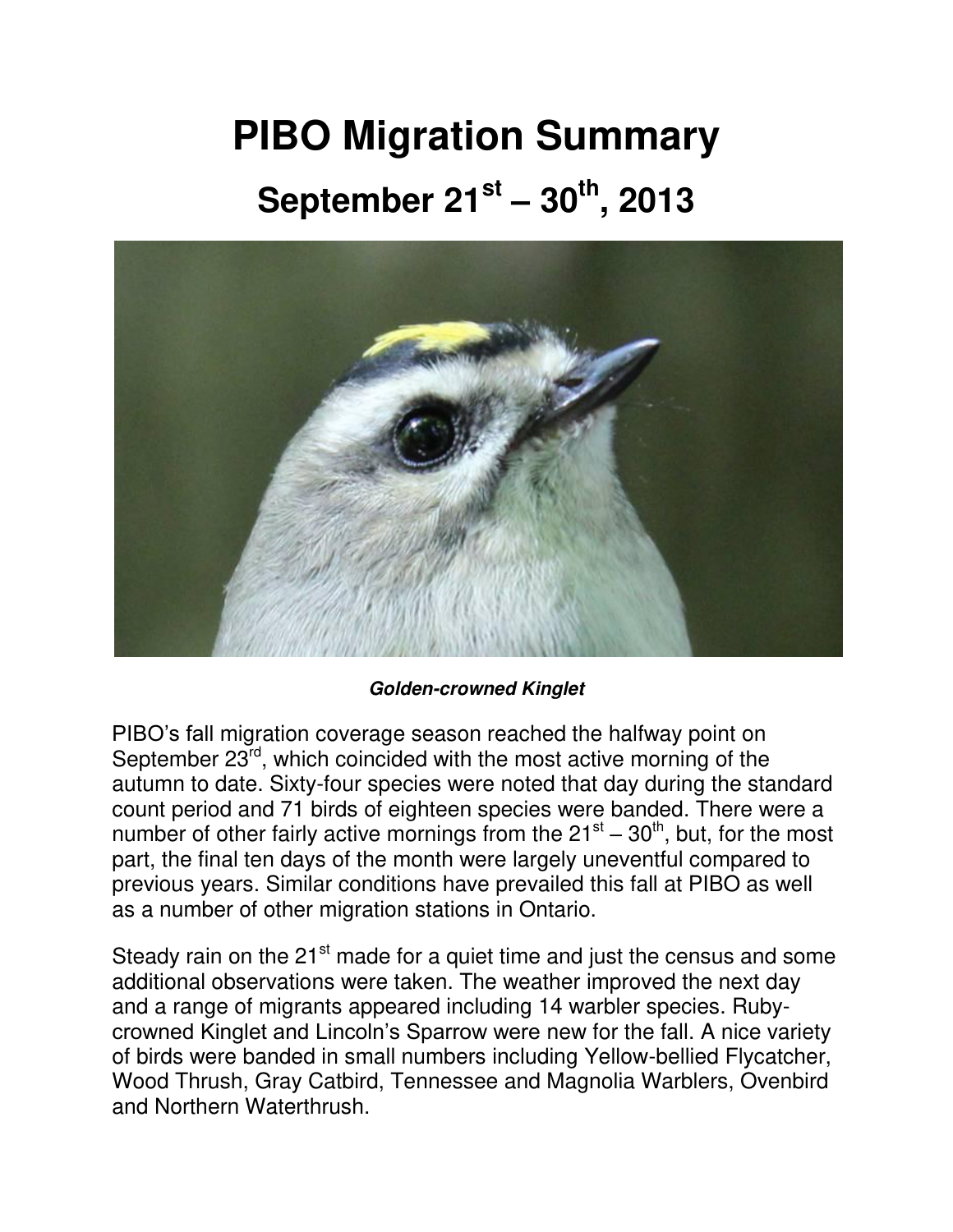# PIBO Migration Summary

## September 21st – 30th, 2013

***Golden-crowned Kinglet***

PIBO's fall migration coverage season reached the halfway point on September 23rd, which coincided with the most active morning of the autumn to date. Sixty-four species were noted that day during the standard count period and 71 birds of eighteen species were banded. There were a number of other fairly active mornings from the 21st – 30th, but, for the most part, the final ten days of the month were largely uneventful compared to previous years. Similar conditions have prevailed this fall at PIBO as well as a number of other migration stations in Ontario.

Steady rain on the 21st made for a quiet time and just the census and some additional observations were taken. The weather improved the next day and a range of migrants appeared including 14 warbler species. Ruby-crowned Kinglet and Lincoln's Sparrow were new for the fall. A nice variety of birds were banded in small numbers including Yellow-bellied Flycatcher, Wood Thrush, Gray Catbird, Tennessee and Magnolia Warblers, Ovenbird and Northern Waterthrush.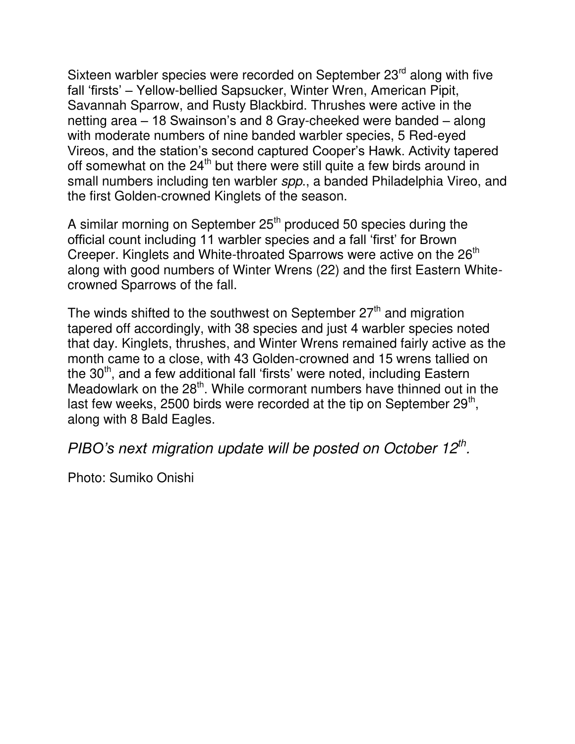Sixteen warbler species were recorded on September 23rd along with five fall 'firsts' – Yellow-bellied Sapsucker, Winter Wren, American Pipit, Savannah Sparrow, and Rusty Blackbird. Thrushes were active in the netting area – 18 Swainson's and 8 Gray-cheeked were banded – along with moderate numbers of nine banded warbler species, 5 Red-eyed Vireos, and the station's second captured Cooper's Hawk. Activity tapered off somewhat on the 24th but there were still quite a few birds around in small numbers including ten warbler *spp*., a banded Philadelphia Vireo, and the first Golden-crowned Kinglets of the season.

A similar morning on September 25th produced 50 species during the official count including 11 warbler species and a fall 'first' for Brown Creeper. Kinglets and White-throated Sparrows were active on the 26th along with good numbers of Winter Wrens (22) and the first Eastern White-crowned Sparrows of the fall.

The winds shifted to the southwest on September 27th and migration tapered off accordingly, with 38 species and just 4 warbler species noted that day. Kinglets, thrushes, and Winter Wrens remained fairly active as the month came to a close, with 43 Golden-crowned and 15 wrens tallied on the 30th, and a few additional fall 'firsts' were noted, including Eastern Meadowlark on the 28th. While cormorant numbers have thinned out in the last few weeks, 2500 birds were recorded at the tip on September 29th, along with 8 Bald Eagles.

*PIBO's next migration update will be posted on October 12th.*

Photo: Sumiko Onishi